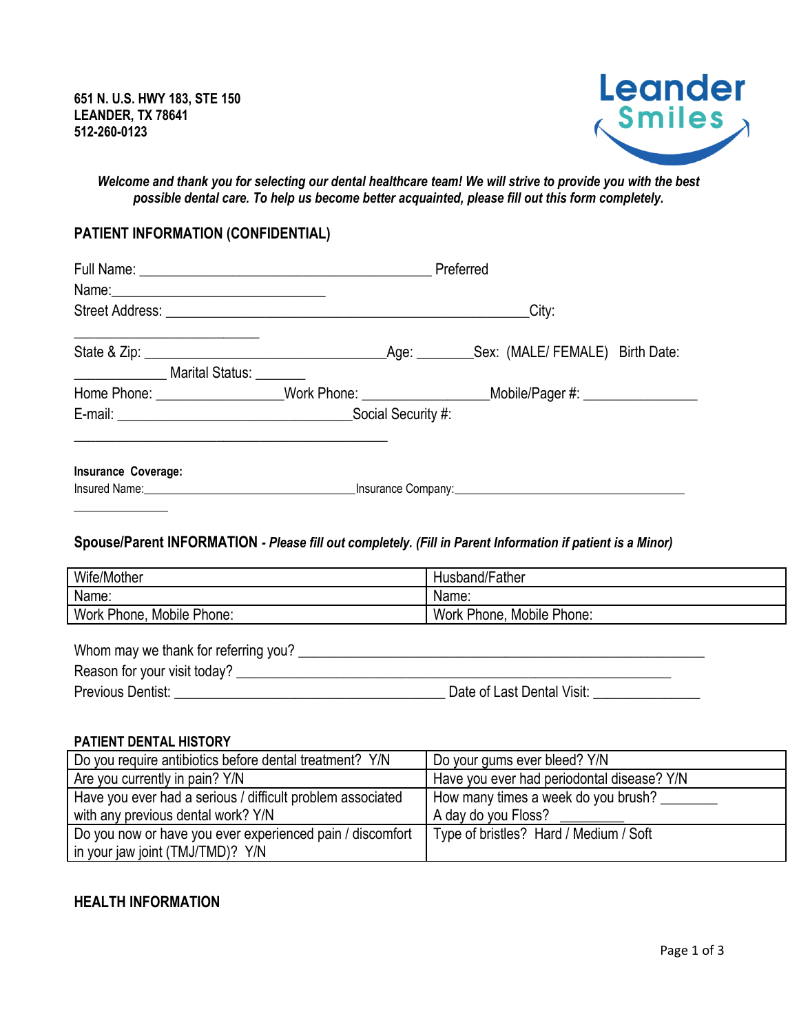651 N. U.S. HWY 183, STE 150
LEANDER, TX 78641
512-260-0123

Leander Smiles

***Welcome and thank you for selecting our dental healthcare team! We will strive to provide you with the best possible dental care. To help us become better acquainted, please fill out this form completely.***

## PATIENT INFORMATION (CONFIDENTIAL)

Full Name: ________________________________________ Preferred Name:_____________________________

Street Address: ___________________________________________________City: _________________________

State & Zip: _________________________________Age: ________Sex: (MALE/ FEMALE) Birth Date: ____________ Marital Status: _______

Home Phone: _________________Work Phone: _________________Mobile/Pager #: _______________

E-mail: _______________________________Social Security #: ____________________________________________

**Insurance Coverage:**

Insured Name:___________________________________Insurance Company:_______________________________________ _____________

## Spouse/Parent INFORMATION - *Please fill out completely. (Fill in Parent Information if patient is a Minor)*

| Wife/Mother | Husband/Father |
|---|---|
| Name: | Name: |
| Work Phone, Mobile Phone: | Work Phone, Mobile Phone: |

Whom may we thank for referring you? ________________________________________________________

Reason for your visit today? ____________________________________________________________

Previous Dentist: _____________________________________ Date of Last Dental Visit: ______________

### PATIENT DENTAL HISTORY

| | |
|---|---|
| Do you require antibiotics before dental treatment? Y/N | Do your gums ever bleed? Y/N |
| Are you currently in pain? Y/N | Have you ever had periodontal disease? Y/N |
| Have you ever had a serious / difficult problem associated with any previous dental work? Y/N | How many times a week do you brush? _______ A day do you Floss? _________ |
| Do you now or have you ever experienced pain / discomfort in your jaw joint (TMJ/TMD)? Y/N | Type of bristles? Hard / Medium / Soft |

### HEALTH INFORMATION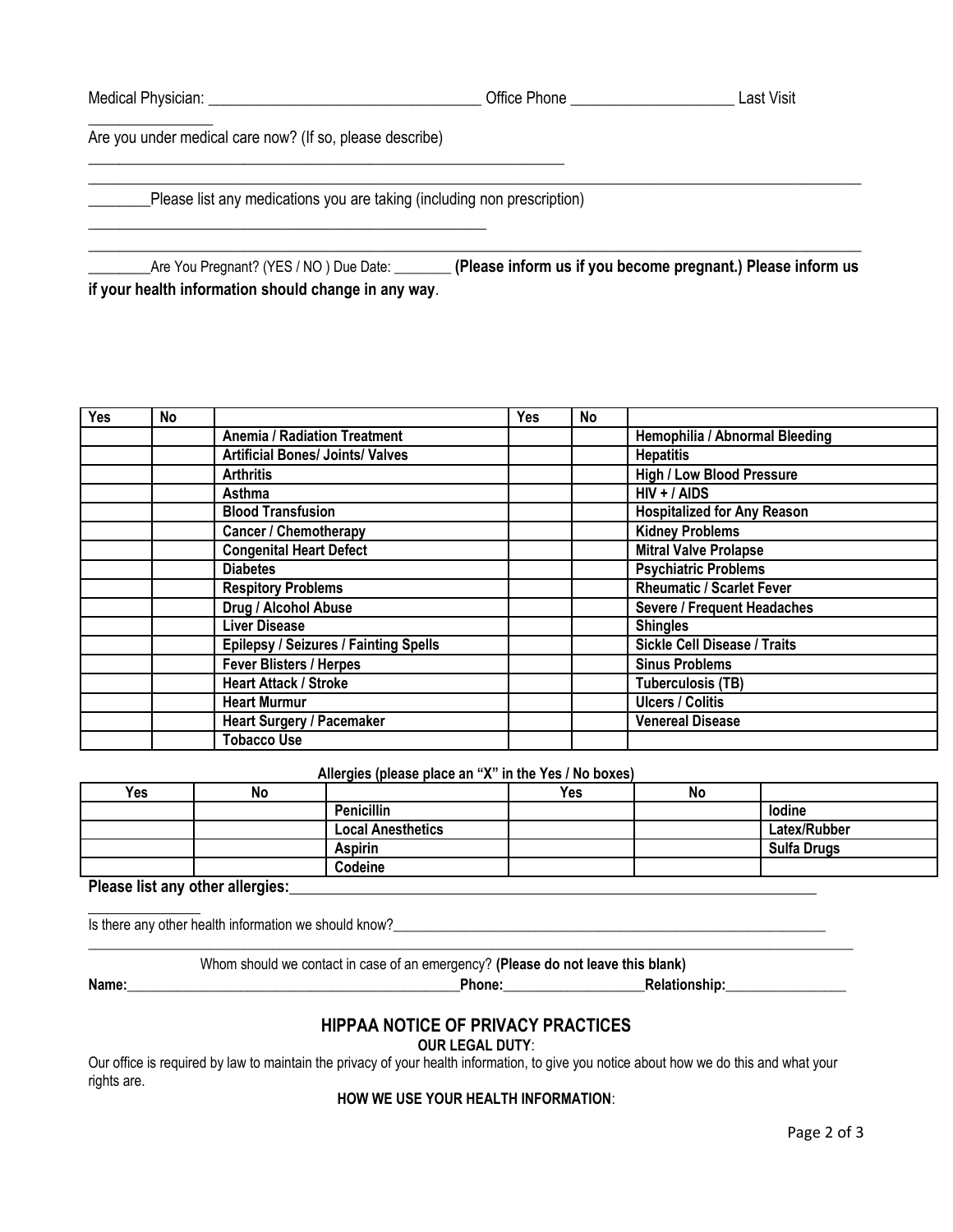Medical Physician: ___________________________________ Office Phone _____________________ Last Visit ________________

Are you under medical care now? (If so, please describe) ________________________________________________________________

________________________________________________________________________________________________

________Please list any medications you are taking (including non prescription) ______________________________________________________

________________________________________________________________________________________________

________Are You Pregnant? (YES / NO ) Due Date: ________ **(Please inform us if you become pregnant.) Please inform us if your health information should change in any way**.

| Yes | No | | Yes | No | |
|---|---|---|---|---|---|
| | | **Anemia / Radiation Treatment** | | | **Hemophilia / Abnormal Bleeding** |
| | | **Artificial Bones/ Joints/ Valves** | | | **Hepatitis** |
| | | **Arthritis** | | | **High / Low Blood Pressure** |
| | | **Asthma** | | | **HIV + / AIDS** |
| | | **Blood Transfusion** | | | **Hospitalized for Any Reason** |
| | | **Cancer / Chemotherapy** | | | **Kidney Problems** |
| | | **Congenital Heart Defect** | | | **Mitral Valve Prolapse** |
| | | **Diabetes** | | | **Psychiatric Problems** |
| | | **Respitory Problems** | | | **Rheumatic / Scarlet Fever** |
| | | **Drug / Alcohol Abuse** | | | **Severe / Frequent Headaches** |
| | | **Liver Disease** | | | **Shingles** |
| | | **Epilepsy / Seizures / Fainting Spells** | | | **Sickle Cell Disease / Traits** |
| | | **Fever Blisters / Herpes** | | | **Sinus Problems** |
| | | **Heart Attack / Stroke** | | | **Tuberculosis (TB)** |
| | | **Heart Murmur** | | | **Ulcers / Colitis** |
| | | **Heart Surgery / Pacemaker** | | | **Venereal Disease** |
| | | **Tobacco Use** | | | |

**Allergies (please place an "X" in the Yes / No boxes)**

| Yes | No | | Yes | No | |
|---|---|---|---|---|---|
| | | **Penicillin** | | | **Iodine** |
| | | **Local Anesthetics** | | | **Latex/Rubber** |
| | | **Aspirin** | | | **Sulfa Drugs** |
| | | **Codeine** | | | |

**Please list any other allergies:**________________________________________________________________

Is there any other health information we should know?________________________________________________________________

________________________________________________________________________________________________

Whom should we contact in case of an emergency? **(Please do not leave this blank)**

**Name:**_______________________________________________**Phone:**____________________**Relationship:**_________________

## HIPPAA NOTICE OF PRIVACY PRACTICES

**OUR LEGAL DUTY**:

Our office is required by law to maintain the privacy of your health information, to give you notice about how we do this and what your rights are.

**HOW WE USE YOUR HEALTH INFORMATION**: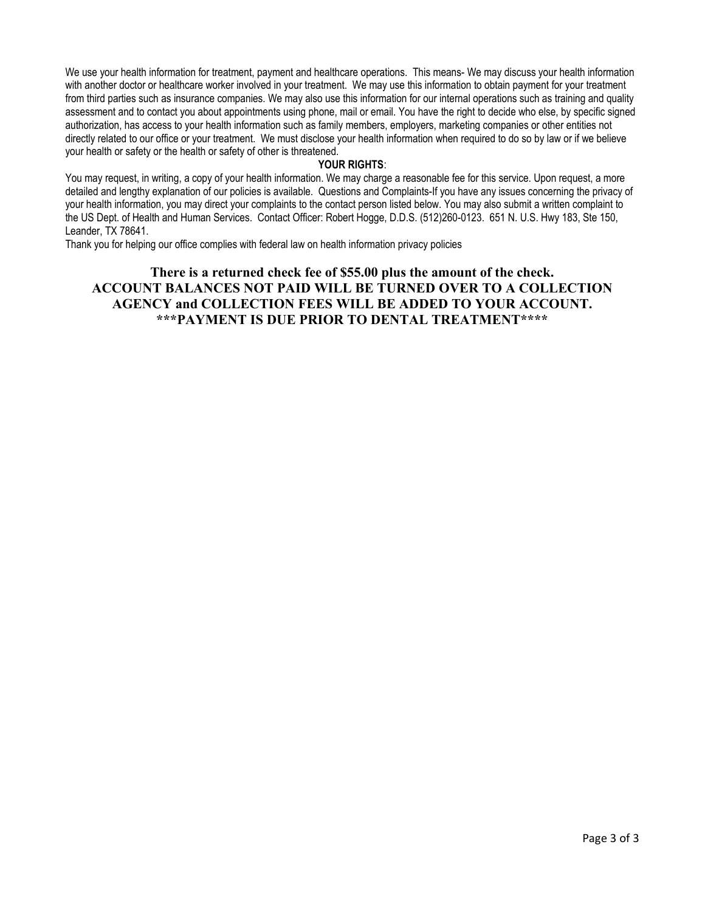We use your health information for treatment, payment and healthcare operations. This means- We may discuss your health information with another doctor or healthcare worker involved in your treatment. We may use this information to obtain payment for your treatment from third parties such as insurance companies. We may also use this information for our internal operations such as training and quality assessment and to contact you about appointments using phone, mail or email. You have the right to decide who else, by specific signed authorization, has access to your health information such as family members, employers, marketing companies or other entities not directly related to our office or your treatment. We must disclose your health information when required to do so by law or if we believe your health or safety or the health or safety of other is threatened.

**YOUR RIGHTS**:

You may request, in writing, a copy of your health information. We may charge a reasonable fee for this service. Upon request, a more detailed and lengthy explanation of our policies is available. Questions and Complaints-If you have any issues concerning the privacy of your health information, you may direct your complaints to the contact person listed below. You may also submit a written complaint to the US Dept. of Health and Human Services. Contact Officer: Robert Hogge, D.D.S. (512)260-0123. 651 N. U.S. Hwy 183, Ste 150, Leander, TX 78641.

Thank you for helping our office complies with federal law on health information privacy policies

**There is a returned check fee of $55.00 plus the amount of the check.**
**ACCOUNT BALANCES NOT PAID WILL BE TURNED OVER TO A COLLECTION AGENCY and COLLECTION FEES WILL BE ADDED TO YOUR ACCOUNT.**
**\*\*\*PAYMENT IS DUE PRIOR TO DENTAL TREATMENT\*\*\*\***